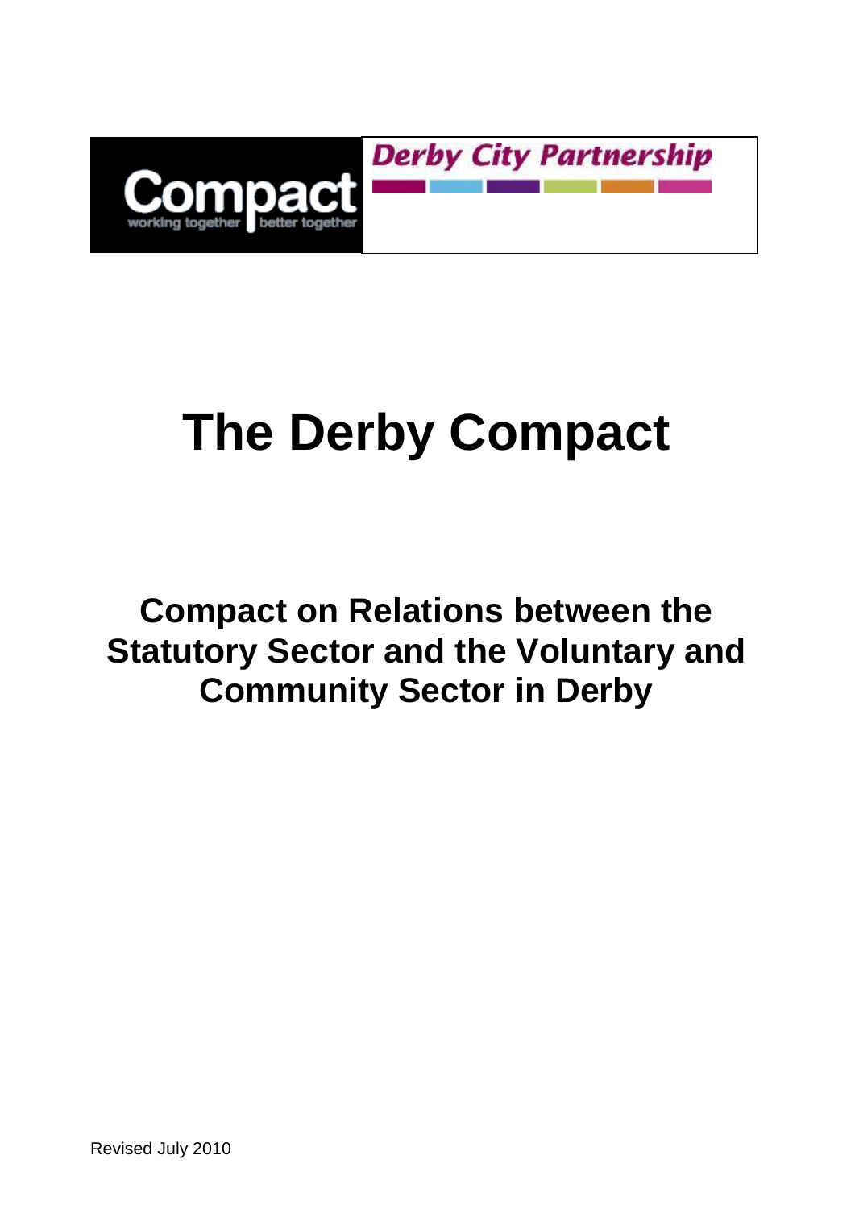Compact

working together better together

Derby City Partnership

# The Derby Compact

## Compact on Relations between the Statutory Sector and the Voluntary and Community Sector in Derby

Revised July 2010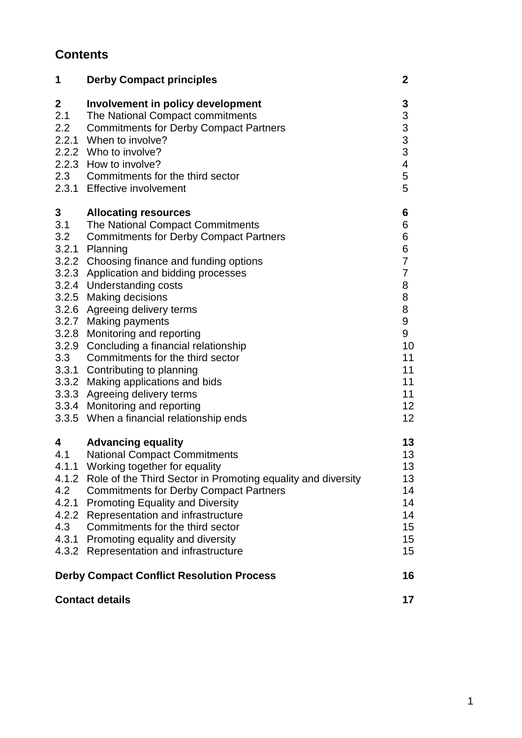## Contents

| | | |
|---|---|---|
| **1** | **Derby Compact principles** | **2** |
| **2** | **Involvement in policy development** | **3** |
| 2.1 | The National Compact commitments | 3 |
| 2.2 | Commitments for Derby Compact Partners | 3 |
| 2.2.1 | When to involve? | 3 |
| 2.2.2 | Who to involve? | 3 |
| 2.2.3 | How to involve? | 4 |
| 2.3 | Commitments for the third sector | 5 |
| 2.3.1 | Effective involvement | 5 |
| **3** | **Allocating resources** | **6** |
| 3.1 | The National Compact Commitments | 6 |
| 3.2 | Commitments for Derby Compact Partners | 6 |
| 3.2.1 | Planning | 6 |
| 3.2.2 | Choosing finance and funding options | 7 |
| 3.2.3 | Application and bidding processes | 7 |
| 3.2.4 | Understanding costs | 8 |
| 3.2.5 | Making decisions | 8 |
| 3.2.6 | Agreeing delivery terms | 8 |
| 3.2.7 | Making payments | 9 |
| 3.2.8 | Monitoring and reporting | 9 |
| 3.2.9 | Concluding a financial relationship | 10 |
| 3.3 | Commitments for the third sector | 11 |
| 3.3.1 | Contributing to planning | 11 |
| 3.3.2 | Making applications and bids | 11 |
| 3.3.3 | Agreeing delivery terms | 11 |
| 3.3.4 | Monitoring and reporting | 12 |
| 3.3.5 | When a financial relationship ends | 12 |
| **4** | **Advancing equality** | **13** |
| 4.1 | National Compact Commitments | 13 |
| 4.1.1 | Working together for equality | 13 |
| 4.1.2 | Role of the Third Sector in Promoting equality and diversity | 13 |
| 4.2 | Commitments for Derby Compact Partners | 14 |
| 4.2.1 | Promoting Equality and Diversity | 14 |
| 4.2.2 | Representation and infrastructure | 14 |
| 4.3 | Commitments for the third sector | 15 |
| 4.3.1 | Promoting equality and diversity | 15 |
| 4.3.2 | Representation and infrastructure | 15 |
| | **Derby Compact Conflict Resolution Process** | **16** |
| | **Contact details** | **17** |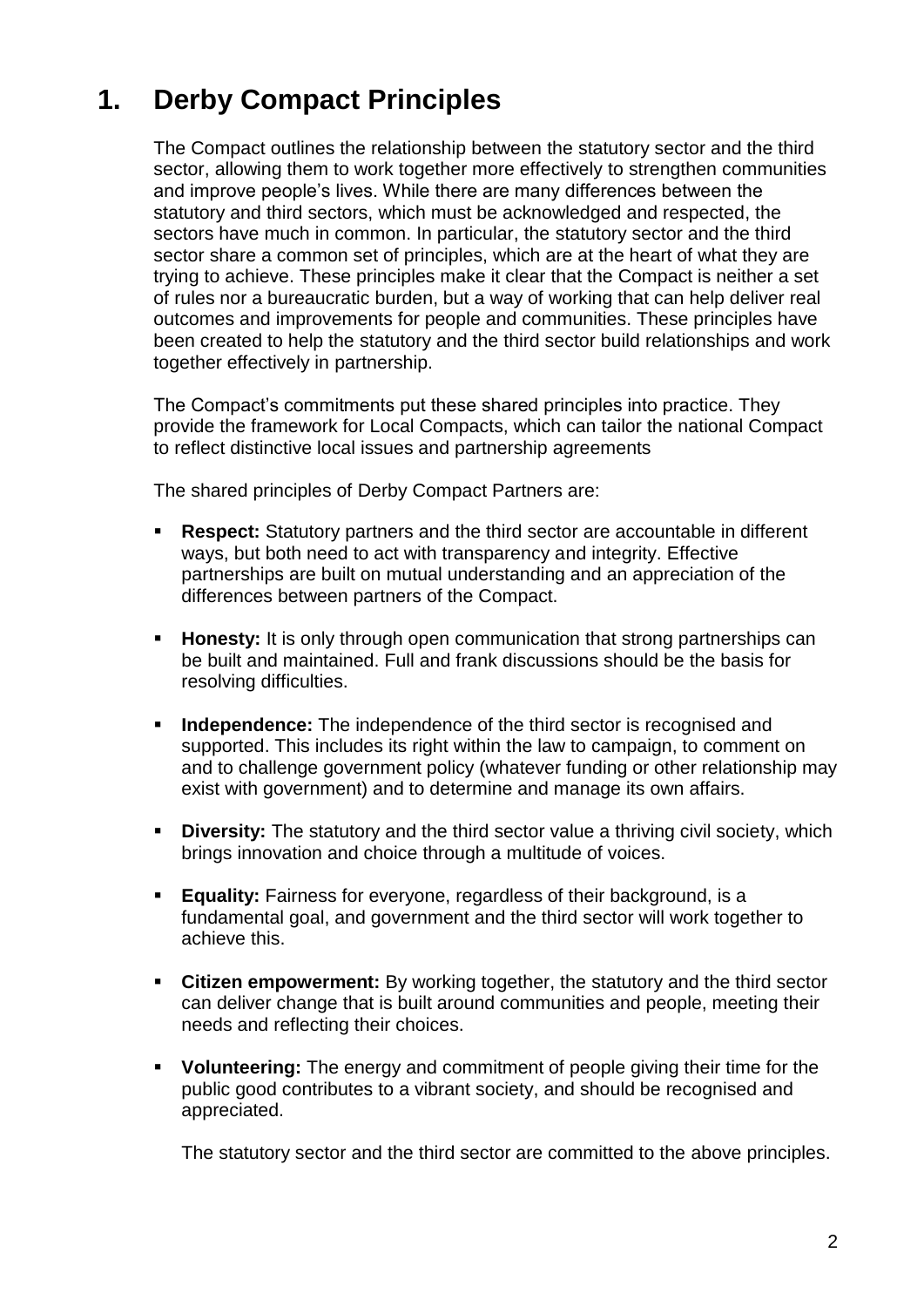# 1. Derby Compact Principles

The Compact outlines the relationship between the statutory sector and the third sector, allowing them to work together more effectively to strengthen communities and improve people's lives. While there are many differences between the statutory and third sectors, which must be acknowledged and respected, the sectors have much in common. In particular, the statutory sector and the third sector share a common set of principles, which are at the heart of what they are trying to achieve. These principles make it clear that the Compact is neither a set of rules nor a bureaucratic burden, but a way of working that can help deliver real outcomes and improvements for people and communities. These principles have been created to help the statutory and the third sector build relationships and work together effectively in partnership.

The Compact's commitments put these shared principles into practice. They provide the framework for Local Compacts, which can tailor the national Compact to reflect distinctive local issues and partnership agreements

The shared principles of Derby Compact Partners are:

- **Respect:** Statutory partners and the third sector are accountable in different ways, but both need to act with transparency and integrity. Effective partnerships are built on mutual understanding and an appreciation of the differences between partners of the Compact.
- **Honesty:** It is only through open communication that strong partnerships can be built and maintained. Full and frank discussions should be the basis for resolving difficulties.
- **Independence:** The independence of the third sector is recognised and supported. This includes its right within the law to campaign, to comment on and to challenge government policy (whatever funding or other relationship may exist with government) and to determine and manage its own affairs.
- **Diversity:** The statutory and the third sector value a thriving civil society, which brings innovation and choice through a multitude of voices.
- **Equality:** Fairness for everyone, regardless of their background, is a fundamental goal, and government and the third sector will work together to achieve this.
- **Citizen empowerment:** By working together, the statutory and the third sector can deliver change that is built around communities and people, meeting their needs and reflecting their choices.
- **Volunteering:** The energy and commitment of people giving their time for the public good contributes to a vibrant society, and should be recognised and appreciated.

The statutory sector and the third sector are committed to the above principles.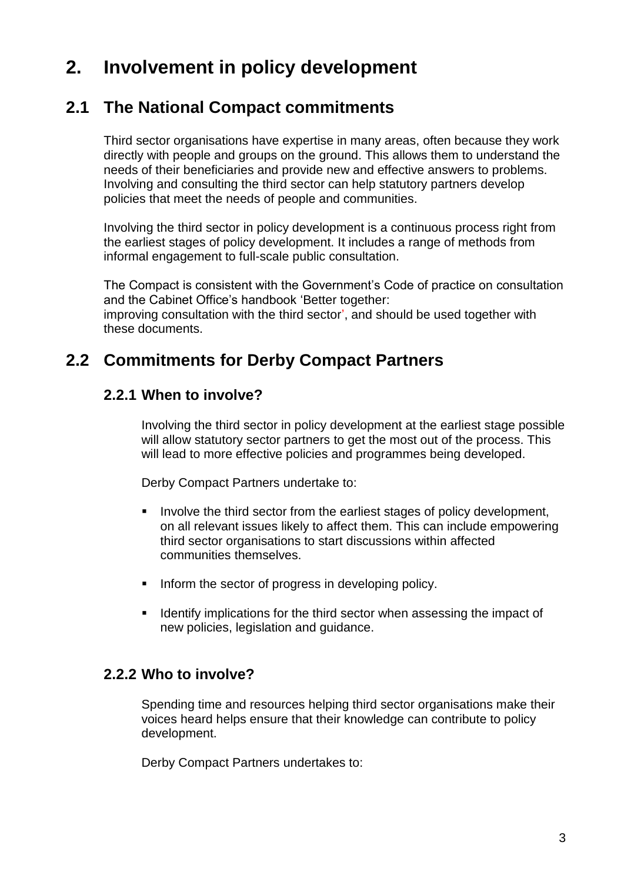# 2. Involvement in policy development

## 2.1 The National Compact commitments

Third sector organisations have expertise in many areas, often because they work directly with people and groups on the ground. This allows them to understand the needs of their beneficiaries and provide new and effective answers to problems. Involving and consulting the third sector can help statutory partners develop policies that meet the needs of people and communities.

Involving the third sector in policy development is a continuous process right from the earliest stages of policy development. It includes a range of methods from informal engagement to full-scale public consultation.

The Compact is consistent with the Government's Code of practice on consultation and the Cabinet Office's handbook 'Better together: improving consultation with the third sector', and should be used together with these documents.

## 2.2 Commitments for Derby Compact Partners

### 2.2.1 When to involve?

Involving the third sector in policy development at the earliest stage possible will allow statutory sector partners to get the most out of the process. This will lead to more effective policies and programmes being developed.

Derby Compact Partners undertake to:

- Involve the third sector from the earliest stages of policy development, on all relevant issues likely to affect them. This can include empowering third sector organisations to start discussions within affected communities themselves.
- Inform the sector of progress in developing policy.
- Identify implications for the third sector when assessing the impact of new policies, legislation and guidance.

### 2.2.2 Who to involve?

Spending time and resources helping third sector organisations make their voices heard helps ensure that their knowledge can contribute to policy development.

Derby Compact Partners undertakes to: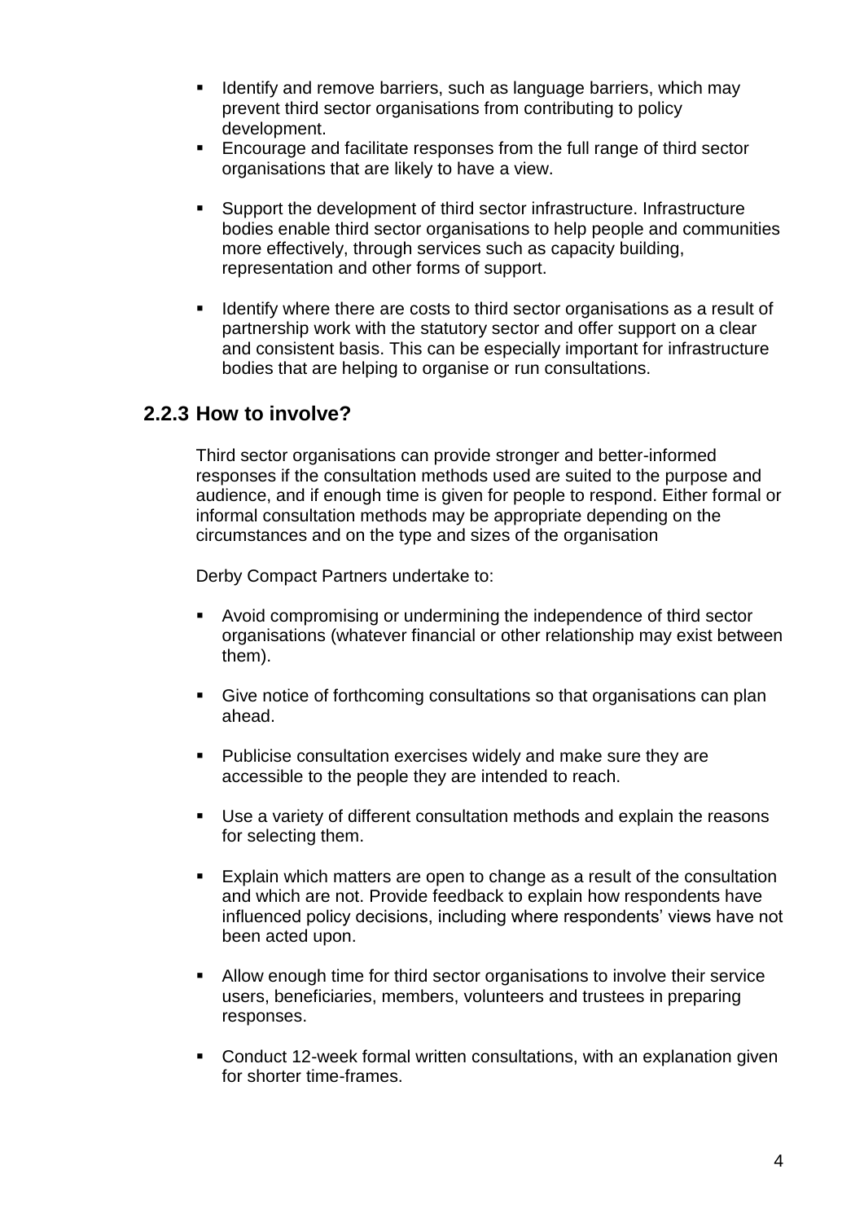- Identify and remove barriers, such as language barriers, which may prevent third sector organisations from contributing to policy development.
- Encourage and facilitate responses from the full range of third sector organisations that are likely to have a view.
- Support the development of third sector infrastructure. Infrastructure bodies enable third sector organisations to help people and communities more effectively, through services such as capacity building, representation and other forms of support.
- Identify where there are costs to third sector organisations as a result of partnership work with the statutory sector and offer support on a clear and consistent basis. This can be especially important for infrastructure bodies that are helping to organise or run consultations.

### 2.2.3 How to involve?

Third sector organisations can provide stronger and better-informed responses if the consultation methods used are suited to the purpose and audience, and if enough time is given for people to respond. Either formal or informal consultation methods may be appropriate depending on the circumstances and on the type and sizes of the organisation

Derby Compact Partners undertake to:

- Avoid compromising or undermining the independence of third sector organisations (whatever financial or other relationship may exist between them).
- Give notice of forthcoming consultations so that organisations can plan ahead.
- Publicise consultation exercises widely and make sure they are accessible to the people they are intended to reach.
- Use a variety of different consultation methods and explain the reasons for selecting them.
- Explain which matters are open to change as a result of the consultation and which are not. Provide feedback to explain how respondents have influenced policy decisions, including where respondents' views have not been acted upon.
- Allow enough time for third sector organisations to involve their service users, beneficiaries, members, volunteers and trustees in preparing responses.
- Conduct 12-week formal written consultations, with an explanation given for shorter time-frames.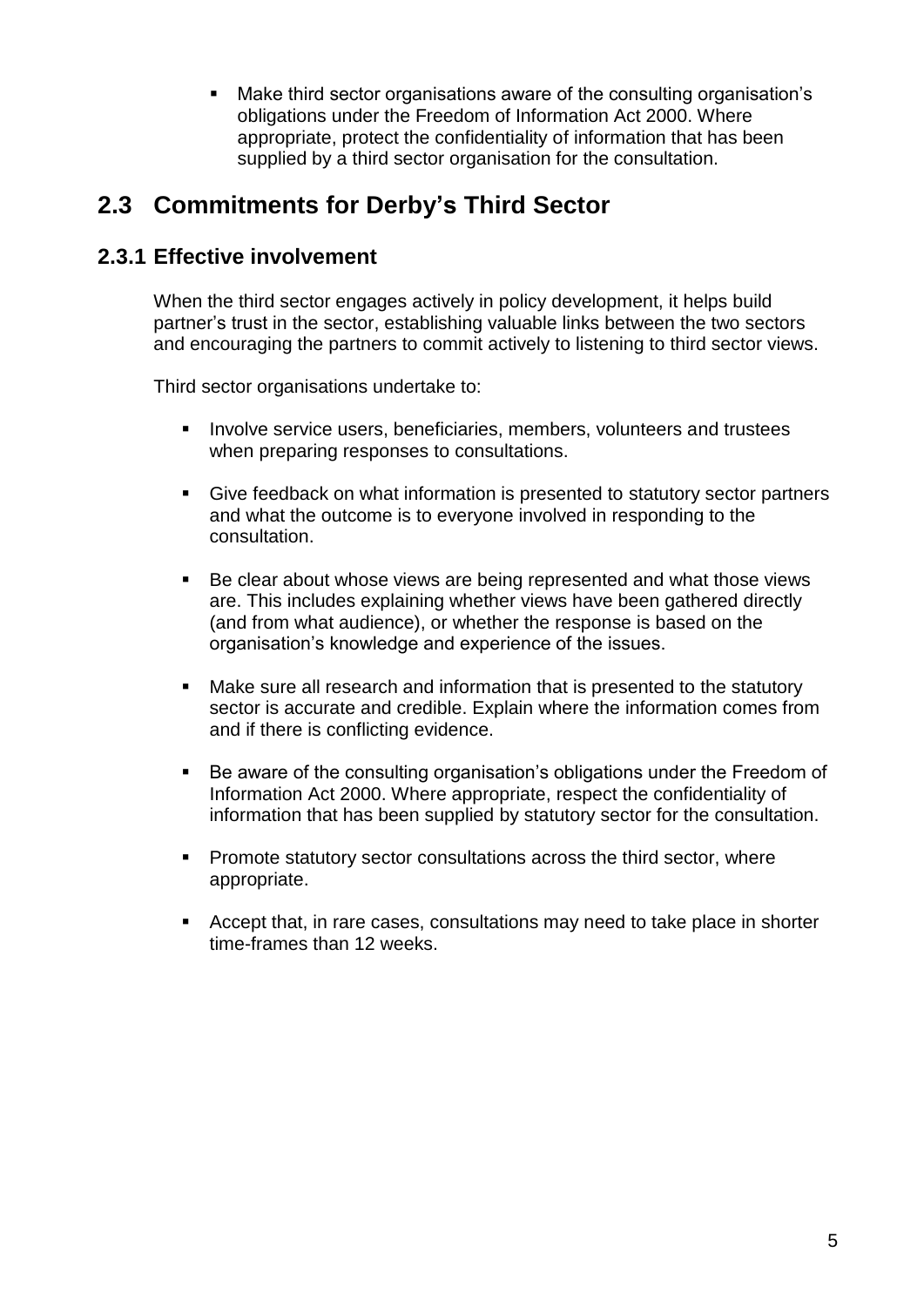- Make third sector organisations aware of the consulting organisation's obligations under the Freedom of Information Act 2000. Where appropriate, protect the confidentiality of information that has been supplied by a third sector organisation for the consultation.

## 2.3 Commitments for Derby's Third Sector

### 2.3.1 Effective involvement

When the third sector engages actively in policy development, it helps build partner's trust in the sector, establishing valuable links between the two sectors and encouraging the partners to commit actively to listening to third sector views.

Third sector organisations undertake to:

- Involve service users, beneficiaries, members, volunteers and trustees when preparing responses to consultations.
- Give feedback on what information is presented to statutory sector partners and what the outcome is to everyone involved in responding to the consultation.
- Be clear about whose views are being represented and what those views are. This includes explaining whether views have been gathered directly (and from what audience), or whether the response is based on the organisation's knowledge and experience of the issues.
- Make sure all research and information that is presented to the statutory sector is accurate and credible. Explain where the information comes from and if there is conflicting evidence.
- Be aware of the consulting organisation's obligations under the Freedom of Information Act 2000. Where appropriate, respect the confidentiality of information that has been supplied by statutory sector for the consultation.
- Promote statutory sector consultations across the third sector, where appropriate.
- Accept that, in rare cases, consultations may need to take place in shorter time-frames than 12 weeks.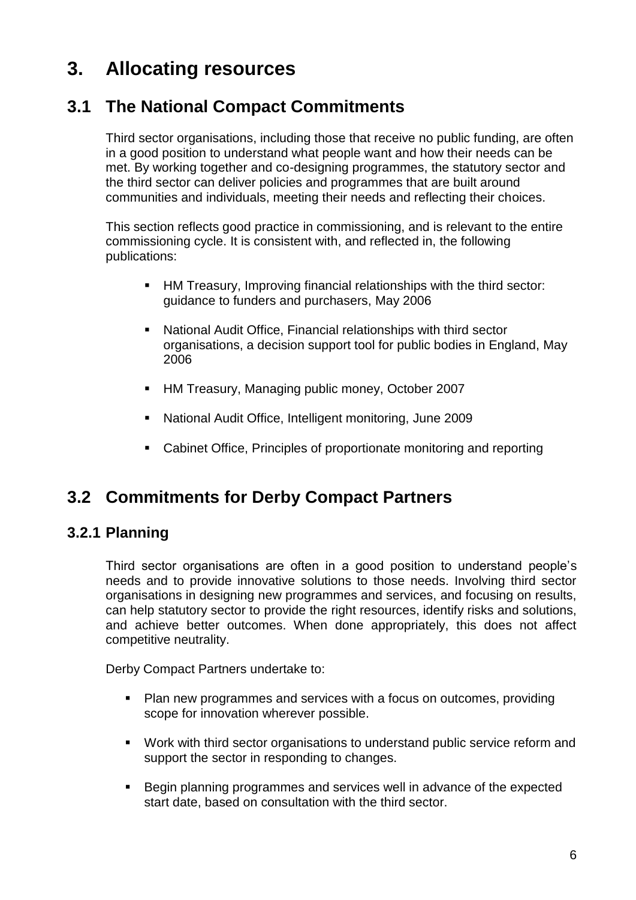# 3. Allocating resources

## 3.1 The National Compact Commitments

Third sector organisations, including those that receive no public funding, are often in a good position to understand what people want and how their needs can be met. By working together and co-designing programmes, the statutory sector and the third sector can deliver policies and programmes that are built around communities and individuals, meeting their needs and reflecting their choices.

This section reflects good practice in commissioning, and is relevant to the entire commissioning cycle. It is consistent with, and reflected in, the following publications:

- HM Treasury, Improving financial relationships with the third sector: guidance to funders and purchasers, May 2006
- National Audit Office, Financial relationships with third sector organisations, a decision support tool for public bodies in England, May 2006
- HM Treasury, Managing public money, October 2007
- National Audit Office, Intelligent monitoring, June 2009
- Cabinet Office, Principles of proportionate monitoring and reporting

## 3.2 Commitments for Derby Compact Partners

### 3.2.1 Planning

Third sector organisations are often in a good position to understand people's needs and to provide innovative solutions to those needs. Involving third sector organisations in designing new programmes and services, and focusing on results, can help statutory sector to provide the right resources, identify risks and solutions, and achieve better outcomes. When done appropriately, this does not affect competitive neutrality.

Derby Compact Partners undertake to:

- Plan new programmes and services with a focus on outcomes, providing scope for innovation wherever possible.
- Work with third sector organisations to understand public service reform and support the sector in responding to changes.
- Begin planning programmes and services well in advance of the expected start date, based on consultation with the third sector.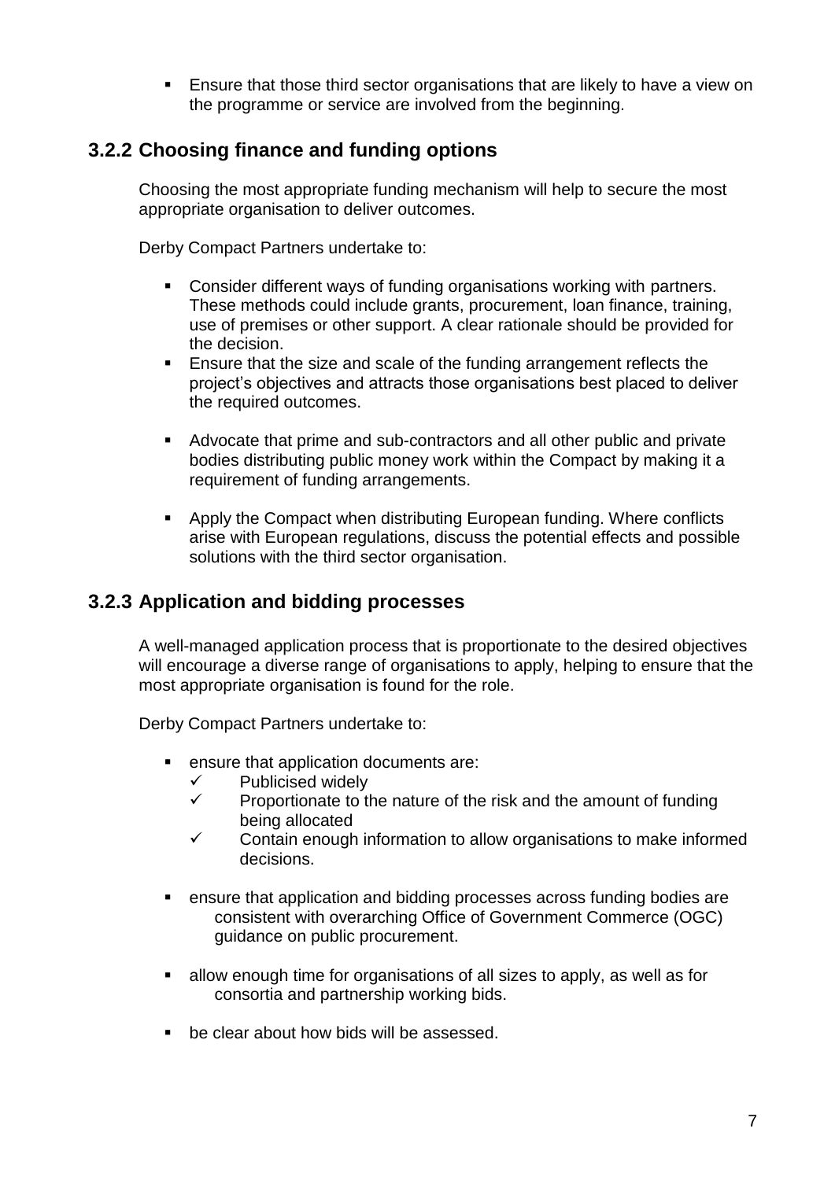- Ensure that those third sector organisations that are likely to have a view on the programme or service are involved from the beginning.

### 3.2.2 Choosing finance and funding options

Choosing the most appropriate funding mechanism will help to secure the most appropriate organisation to deliver outcomes.

Derby Compact Partners undertake to:

- Consider different ways of funding organisations working with partners. These methods could include grants, procurement, loan finance, training, use of premises or other support. A clear rationale should be provided for the decision.
- Ensure that the size and scale of the funding arrangement reflects the project's objectives and attracts those organisations best placed to deliver the required outcomes.
- Advocate that prime and sub-contractors and all other public and private bodies distributing public money work within the Compact by making it a requirement of funding arrangements.
- Apply the Compact when distributing European funding. Where conflicts arise with European regulations, discuss the potential effects and possible solutions with the third sector organisation.

### 3.2.3 Application and bidding processes

A well-managed application process that is proportionate to the desired objectives will encourage a diverse range of organisations to apply, helping to ensure that the most appropriate organisation is found for the role.

Derby Compact Partners undertake to:

- ensure that application documents are:
  - ✓ Publicised widely
  - ✓ Proportionate to the nature of the risk and the amount of funding being allocated
  - ✓ Contain enough information to allow organisations to make informed decisions.
- ensure that application and bidding processes across funding bodies are consistent with overarching Office of Government Commerce (OGC) guidance on public procurement.
- allow enough time for organisations of all sizes to apply, as well as for consortia and partnership working bids.
- be clear about how bids will be assessed.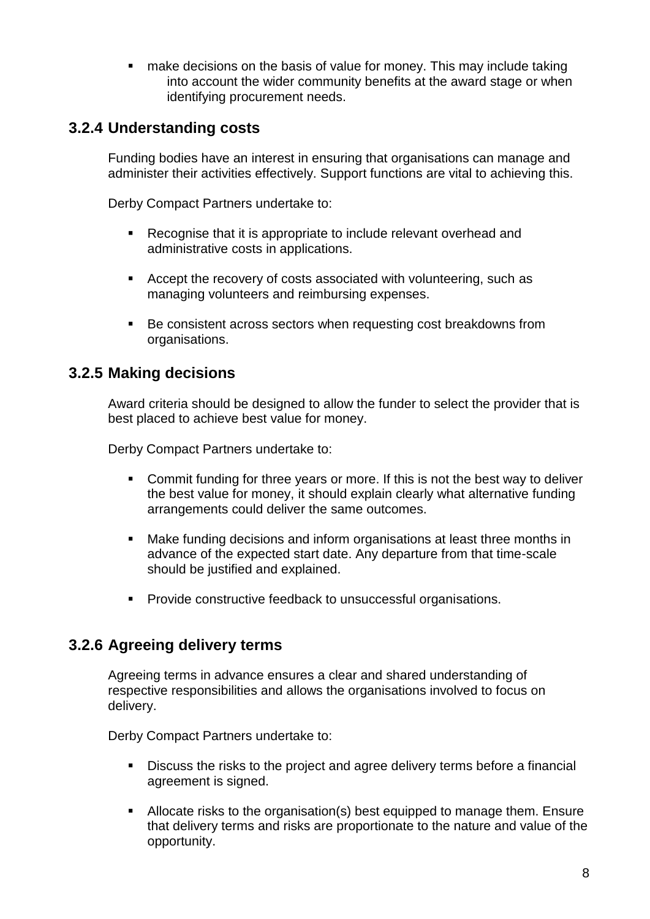- make decisions on the basis of value for money. This may include taking into account the wider community benefits at the award stage or when identifying procurement needs.

### 3.2.4 Understanding costs

Funding bodies have an interest in ensuring that organisations can manage and administer their activities effectively. Support functions are vital to achieving this.

Derby Compact Partners undertake to:

- Recognise that it is appropriate to include relevant overhead and administrative costs in applications.
- Accept the recovery of costs associated with volunteering, such as managing volunteers and reimbursing expenses.
- Be consistent across sectors when requesting cost breakdowns from organisations.

### 3.2.5 Making decisions

Award criteria should be designed to allow the funder to select the provider that is best placed to achieve best value for money.

Derby Compact Partners undertake to:

- Commit funding for three years or more. If this is not the best way to deliver the best value for money, it should explain clearly what alternative funding arrangements could deliver the same outcomes.
- Make funding decisions and inform organisations at least three months in advance of the expected start date. Any departure from that time-scale should be justified and explained.
- Provide constructive feedback to unsuccessful organisations.

### 3.2.6 Agreeing delivery terms

Agreeing terms in advance ensures a clear and shared understanding of respective responsibilities and allows the organisations involved to focus on delivery.

Derby Compact Partners undertake to:

- Discuss the risks to the project and agree delivery terms before a financial agreement is signed.
- Allocate risks to the organisation(s) best equipped to manage them. Ensure that delivery terms and risks are proportionate to the nature and value of the opportunity.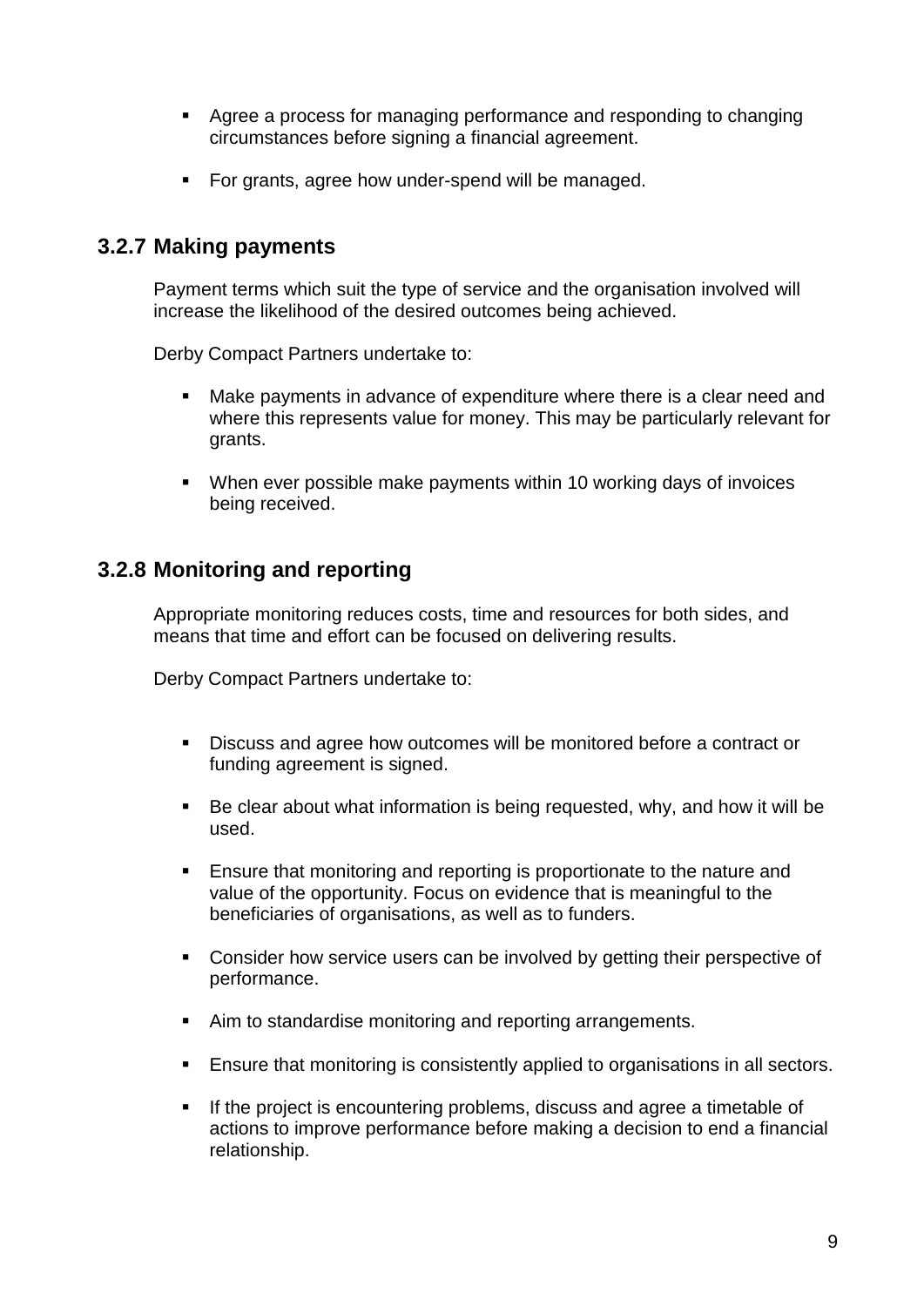- Agree a process for managing performance and responding to changing circumstances before signing a financial agreement.
- For grants, agree how under-spend will be managed.

### 3.2.7 Making payments

Payment terms which suit the type of service and the organisation involved will increase the likelihood of the desired outcomes being achieved.

Derby Compact Partners undertake to:

- Make payments in advance of expenditure where there is a clear need and where this represents value for money. This may be particularly relevant for grants.
- When ever possible make payments within 10 working days of invoices being received.

### 3.2.8 Monitoring and reporting

Appropriate monitoring reduces costs, time and resources for both sides, and means that time and effort can be focused on delivering results.

Derby Compact Partners undertake to:

- Discuss and agree how outcomes will be monitored before a contract or funding agreement is signed.
- Be clear about what information is being requested, why, and how it will be used.
- Ensure that monitoring and reporting is proportionate to the nature and value of the opportunity. Focus on evidence that is meaningful to the beneficiaries of organisations, as well as to funders.
- Consider how service users can be involved by getting their perspective of performance.
- Aim to standardise monitoring and reporting arrangements.
- Ensure that monitoring is consistently applied to organisations in all sectors.
- If the project is encountering problems, discuss and agree a timetable of actions to improve performance before making a decision to end a financial relationship.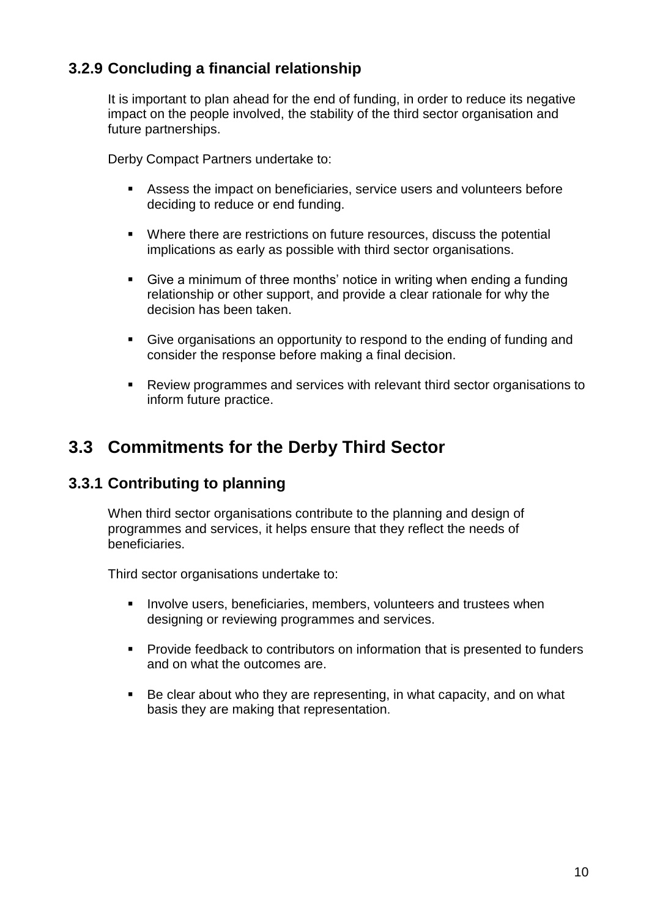### 3.2.9 Concluding a financial relationship

It is important to plan ahead for the end of funding, in order to reduce its negative impact on the people involved, the stability of the third sector organisation and future partnerships.

Derby Compact Partners undertake to:

- Assess the impact on beneficiaries, service users and volunteers before deciding to reduce or end funding.
- Where there are restrictions on future resources, discuss the potential implications as early as possible with third sector organisations.
- Give a minimum of three months' notice in writing when ending a funding relationship or other support, and provide a clear rationale for why the decision has been taken.
- Give organisations an opportunity to respond to the ending of funding and consider the response before making a final decision.
- Review programmes and services with relevant third sector organisations to inform future practice.

## 3.3 Commitments for the Derby Third Sector

### 3.3.1 Contributing to planning

When third sector organisations contribute to the planning and design of programmes and services, it helps ensure that they reflect the needs of beneficiaries.

Third sector organisations undertake to:

- Involve users, beneficiaries, members, volunteers and trustees when designing or reviewing programmes and services.
- Provide feedback to contributors on information that is presented to funders and on what the outcomes are.
- Be clear about who they are representing, in what capacity, and on what basis they are making that representation.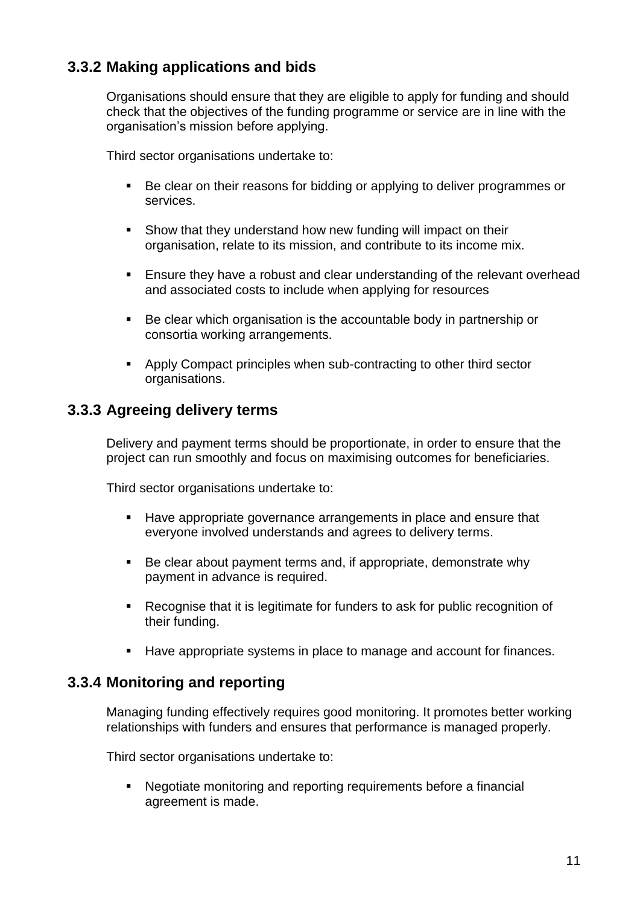### 3.3.2 Making applications and bids

Organisations should ensure that they are eligible to apply for funding and should check that the objectives of the funding programme or service are in line with the organisation's mission before applying.

Third sector organisations undertake to:

- Be clear on their reasons for bidding or applying to deliver programmes or services.
- Show that they understand how new funding will impact on their organisation, relate to its mission, and contribute to its income mix.
- Ensure they have a robust and clear understanding of the relevant overhead and associated costs to include when applying for resources
- Be clear which organisation is the accountable body in partnership or consortia working arrangements.
- Apply Compact principles when sub-contracting to other third sector organisations.

### 3.3.3 Agreeing delivery terms

Delivery and payment terms should be proportionate, in order to ensure that the project can run smoothly and focus on maximising outcomes for beneficiaries.

Third sector organisations undertake to:

- Have appropriate governance arrangements in place and ensure that everyone involved understands and agrees to delivery terms.
- Be clear about payment terms and, if appropriate, demonstrate why payment in advance is required.
- Recognise that it is legitimate for funders to ask for public recognition of their funding.
- Have appropriate systems in place to manage and account for finances.

### 3.3.4 Monitoring and reporting

Managing funding effectively requires good monitoring. It promotes better working relationships with funders and ensures that performance is managed properly.

Third sector organisations undertake to:

- Negotiate monitoring and reporting requirements before a financial agreement is made.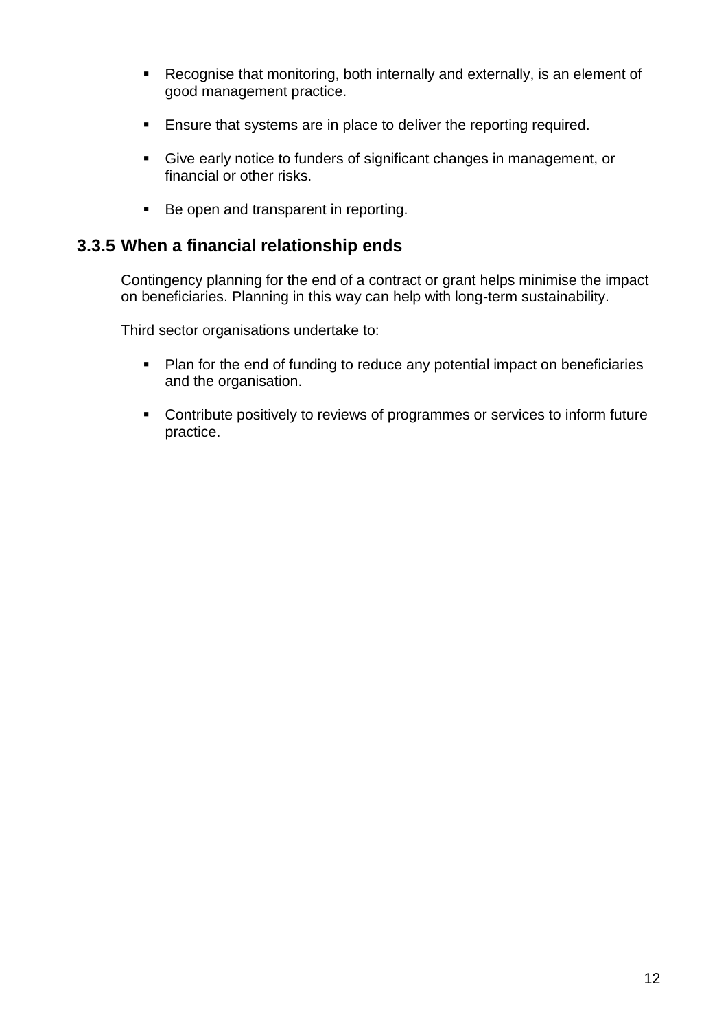- Recognise that monitoring, both internally and externally, is an element of good management practice.
- Ensure that systems are in place to deliver the reporting required.
- Give early notice to funders of significant changes in management, or financial or other risks.
- Be open and transparent in reporting.

### 3.3.5 When a financial relationship ends

Contingency planning for the end of a contract or grant helps minimise the impact on beneficiaries. Planning in this way can help with long-term sustainability.

Third sector organisations undertake to:

- Plan for the end of funding to reduce any potential impact on beneficiaries and the organisation.
- Contribute positively to reviews of programmes or services to inform future practice.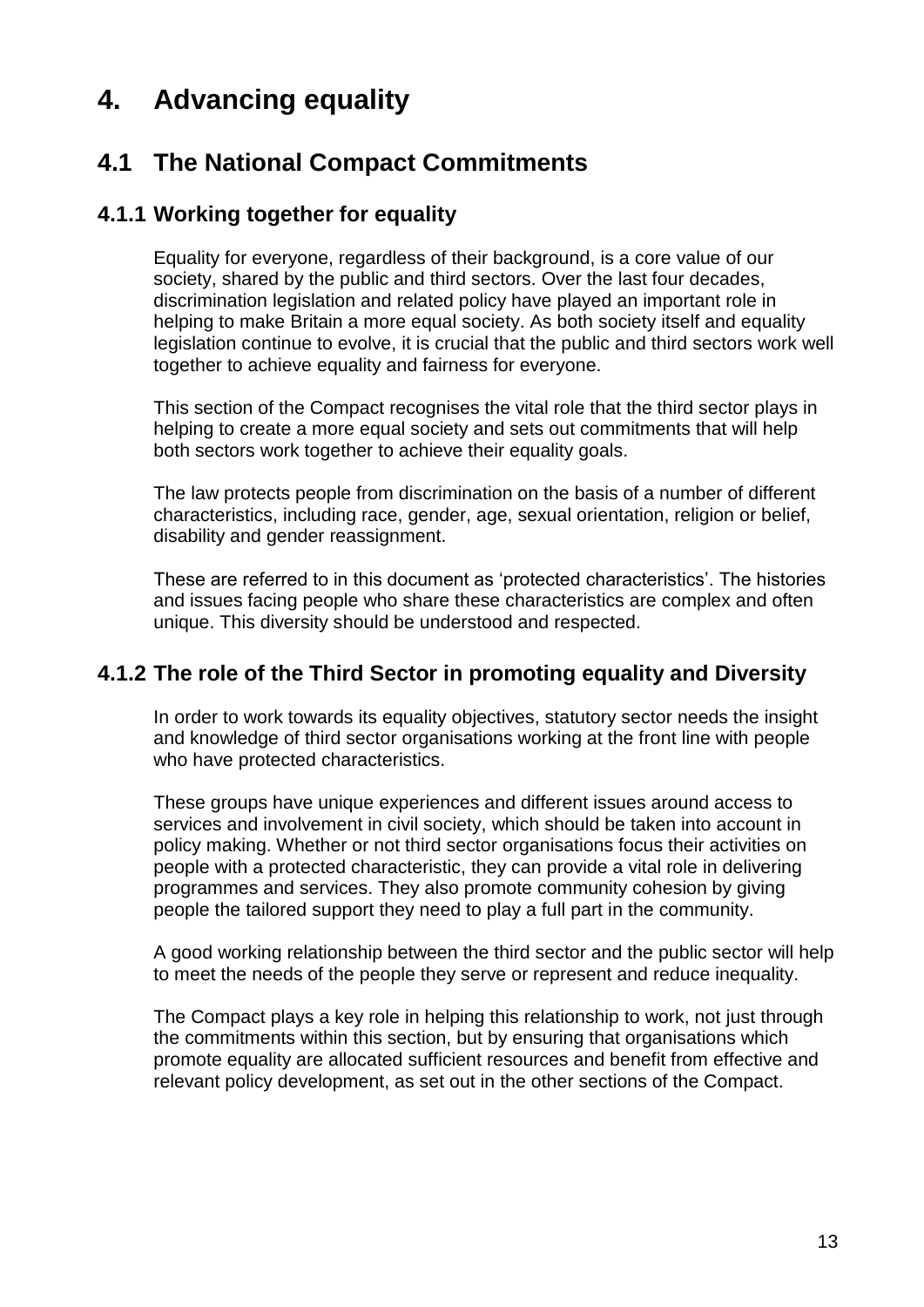# 4. Advancing equality

## 4.1 The National Compact Commitments

### 4.1.1 Working together for equality

Equality for everyone, regardless of their background, is a core value of our society, shared by the public and third sectors. Over the last four decades, discrimination legislation and related policy have played an important role in helping to make Britain a more equal society. As both society itself and equality legislation continue to evolve, it is crucial that the public and third sectors work well together to achieve equality and fairness for everyone.

This section of the Compact recognises the vital role that the third sector plays in helping to create a more equal society and sets out commitments that will help both sectors work together to achieve their equality goals.

The law protects people from discrimination on the basis of a number of different characteristics, including race, gender, age, sexual orientation, religion or belief, disability and gender reassignment.

These are referred to in this document as 'protected characteristics'. The histories and issues facing people who share these characteristics are complex and often unique. This diversity should be understood and respected.

### 4.1.2 The role of the Third Sector in promoting equality and Diversity

In order to work towards its equality objectives, statutory sector needs the insight and knowledge of third sector organisations working at the front line with people who have protected characteristics.

These groups have unique experiences and different issues around access to services and involvement in civil society, which should be taken into account in policy making. Whether or not third sector organisations focus their activities on people with a protected characteristic, they can provide a vital role in delivering programmes and services. They also promote community cohesion by giving people the tailored support they need to play a full part in the community.

A good working relationship between the third sector and the public sector will help to meet the needs of the people they serve or represent and reduce inequality.

The Compact plays a key role in helping this relationship to work, not just through the commitments within this section, but by ensuring that organisations which promote equality are allocated sufficient resources and benefit from effective and relevant policy development, as set out in the other sections of the Compact.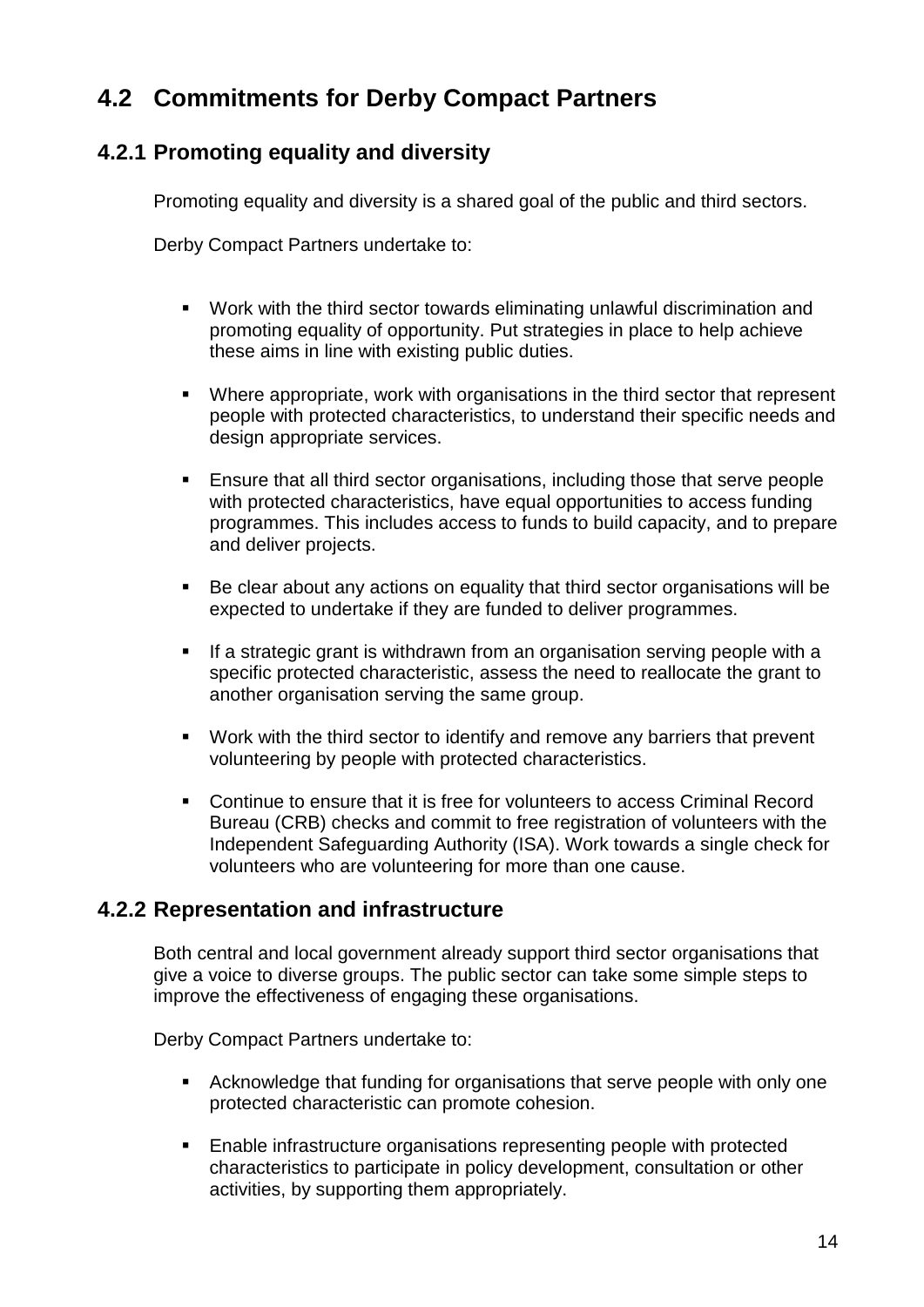## 4.2 Commitments for Derby Compact Partners

### 4.2.1 Promoting equality and diversity

Promoting equality and diversity is a shared goal of the public and third sectors.

Derby Compact Partners undertake to:

- Work with the third sector towards eliminating unlawful discrimination and promoting equality of opportunity. Put strategies in place to help achieve these aims in line with existing public duties.
- Where appropriate, work with organisations in the third sector that represent people with protected characteristics, to understand their specific needs and design appropriate services.
- Ensure that all third sector organisations, including those that serve people with protected characteristics, have equal opportunities to access funding programmes. This includes access to funds to build capacity, and to prepare and deliver projects.
- Be clear about any actions on equality that third sector organisations will be expected to undertake if they are funded to deliver programmes.
- If a strategic grant is withdrawn from an organisation serving people with a specific protected characteristic, assess the need to reallocate the grant to another organisation serving the same group.
- Work with the third sector to identify and remove any barriers that prevent volunteering by people with protected characteristics.
- Continue to ensure that it is free for volunteers to access Criminal Record Bureau (CRB) checks and commit to free registration of volunteers with the Independent Safeguarding Authority (ISA). Work towards a single check for volunteers who are volunteering for more than one cause.

### 4.2.2 Representation and infrastructure

Both central and local government already support third sector organisations that give a voice to diverse groups. The public sector can take some simple steps to improve the effectiveness of engaging these organisations.

Derby Compact Partners undertake to:

- Acknowledge that funding for organisations that serve people with only one protected characteristic can promote cohesion.
- Enable infrastructure organisations representing people with protected characteristics to participate in policy development, consultation or other activities, by supporting them appropriately.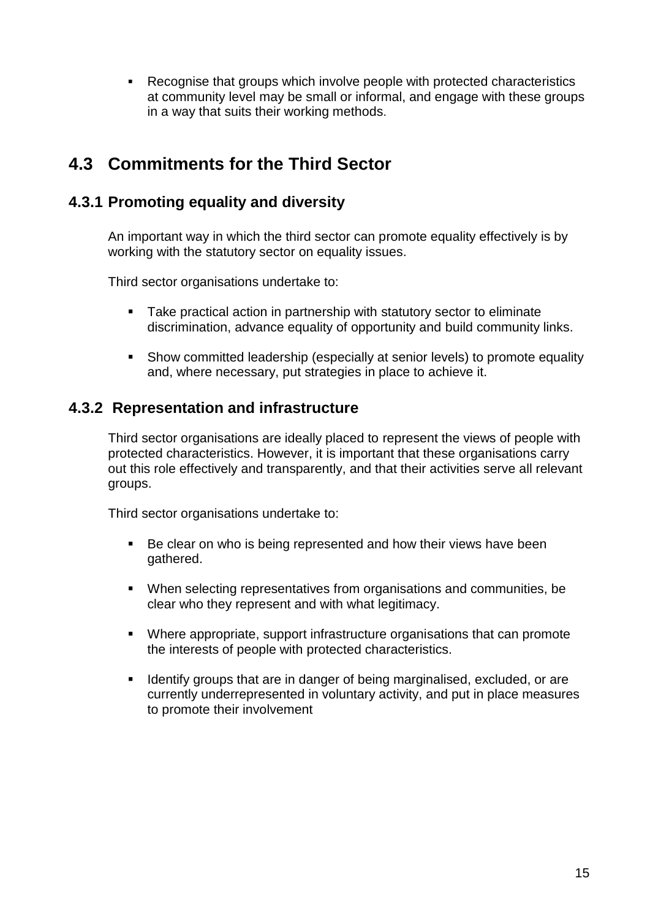- Recognise that groups which involve people with protected characteristics at community level may be small or informal, and engage with these groups in a way that suits their working methods.

## 4.3 Commitments for the Third Sector

### 4.3.1 Promoting equality and diversity

An important way in which the third sector can promote equality effectively is by working with the statutory sector on equality issues.

Third sector organisations undertake to:

- Take practical action in partnership with statutory sector to eliminate discrimination, advance equality of opportunity and build community links.
- Show committed leadership (especially at senior levels) to promote equality and, where necessary, put strategies in place to achieve it.

### 4.3.2 Representation and infrastructure

Third sector organisations are ideally placed to represent the views of people with protected characteristics. However, it is important that these organisations carry out this role effectively and transparently, and that their activities serve all relevant groups.

Third sector organisations undertake to:

- Be clear on who is being represented and how their views have been gathered.
- When selecting representatives from organisations and communities, be clear who they represent and with what legitimacy.
- Where appropriate, support infrastructure organisations that can promote the interests of people with protected characteristics.
- Identify groups that are in danger of being marginalised, excluded, or are currently underrepresented in voluntary activity, and put in place measures to promote their involvement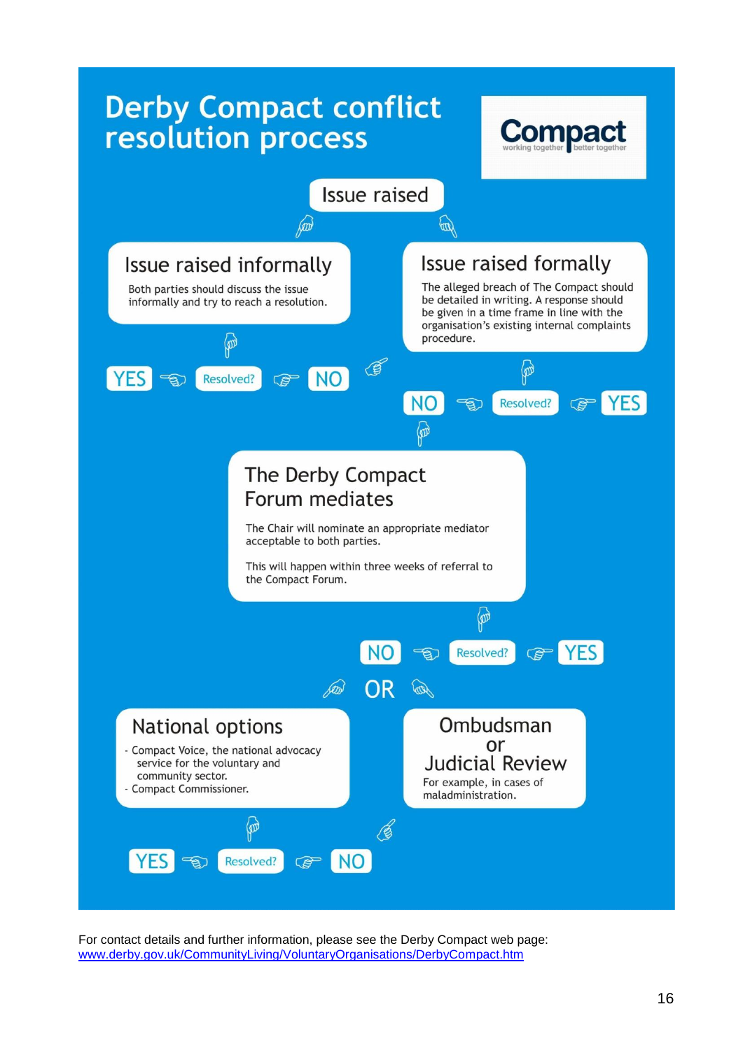# Derby Compact conflict resolution process

**Compact**
working together | better together

**Issue raised**

## Issue raised informally

Both parties should discuss the issue informally and try to reach a resolution.

Resolved? YES / NO

## Issue raised formally

The alleged breach of The Compact should be detailed in writing. A response should be given in a time frame in line with the organisation's existing internal complaints procedure.

Resolved? NO / YES

## The Derby Compact Forum mediates

The Chair will nominate an appropriate mediator acceptable to both parties.

This will happen within three weeks of referral to the Compact Forum.

Resolved? NO / YES

OR

## National options

- Compact Voice, the national advocacy service for the voluntary and community sector.
- Compact Commissioner.

Resolved? YES / NO

## Ombudsman or Judicial Review

For example, in cases of maladministration.

For contact details and further information, please see the Derby Compact web page:
[www.derby.gov.uk/CommunityLiving/VoluntaryOrganisations/DerbyCompact.htm](www.derby.gov.uk/CommunityLiving/VoluntaryOrganisations/DerbyCompact.htm)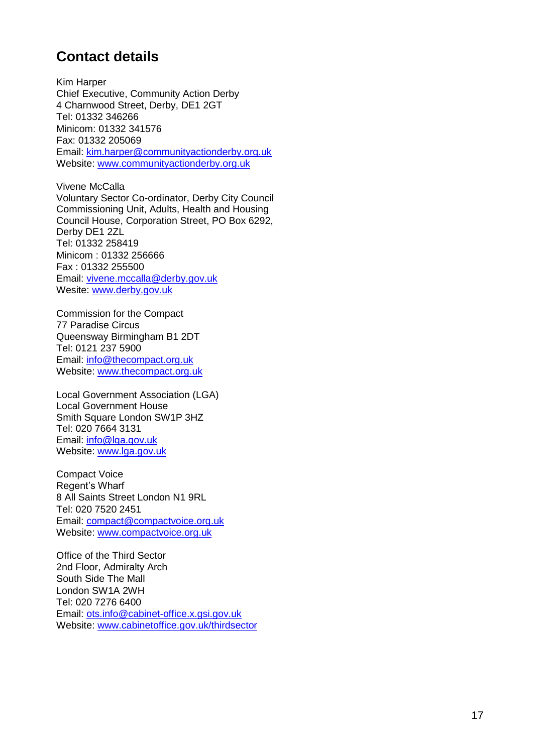## Contact details

Kim Harper
Chief Executive, Community Action Derby
4 Charnwood Street, Derby, DE1 2GT
Tel: 01332 346266
Minicom: 01332 341576
Fax: 01332 205069
Email: kim.harper@communityactionderby.org.uk
Website: www.communityactionderby.org.uk

Vivene McCalla
Voluntary Sector Co-ordinator, Derby City Council
Commissioning Unit, Adults, Health and Housing
Council House, Corporation Street, PO Box 6292,
Derby DE1 2ZL
Tel: 01332 258419
Minicom : 01332 256666
Fax : 01332 255500
Email: vivene.mccalla@derby.gov.uk
Wesite: www.derby.gov.uk

Commission for the Compact
77 Paradise Circus
Queensway Birmingham B1 2DT
Tel: 0121 237 5900
Email: info@thecompact.org.uk
Website: www.thecompact.org.uk

Local Government Association (LGA)
Local Government House
Smith Square London SW1P 3HZ
Tel: 020 7664 3131
Email: info@lga.gov.uk
Website: www.lga.gov.uk

Compact Voice
Regent's Wharf
8 All Saints Street London N1 9RL
Tel: 020 7520 2451
Email: compact@compactvoice.org.uk
Website: www.compactvoice.org.uk

Office of the Third Sector
2nd Floor, Admiralty Arch
South Side The Mall
London SW1A 2WH
Tel: 020 7276 6400
Email: ots.info@cabinet-office.x.gsi.gov.uk
Website: www.cabinetoffice.gov.uk/thirdsector